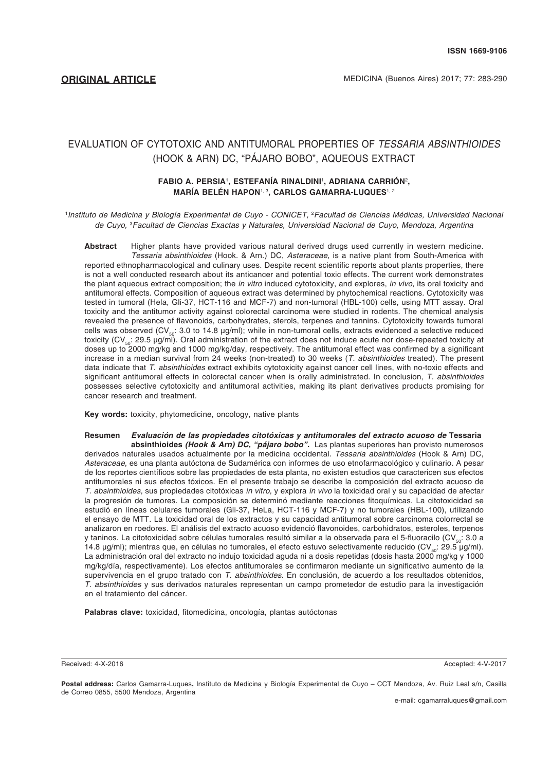ISSN 1669-9106

**ORIGINAL ARTICLE**

# EVALUATION OF CYTOTOXIC AND ANTITUMORAL PROPERTIES OF *TESSARIA ABSINTHIOIDES* (HOOK & ARN) DC, "PÁJARO BOBO", AQUEOUS EXTRACT

**FABIO A. PERSIA[1], ESTEFANÍA RINALDINI[1], ADRIANA CARRIÓN[2], MARÍA BELÉN HAPON[1, 3], CARLOS GAMARRA-LUQUES[1, 2]**

[1]*Instituto de Medicina y Biología Experimental de Cuyo - CONICET,* [2]*Facultad de Ciencias Médicas, Universidad Nacional de Cuyo,* [3]*Facultad de Ciencias Exactas y Naturales, Universidad Nacional de Cuyo, Mendoza, Argentina*

**Abstract** Higher plants have provided various natural derived drugs used currently in western medicine. *Tessaria absinthioides* (Hook. & Arn.) DC, *Asteraceae*, is a native plant from South-America with reported ethnopharmacological and culinary uses. Despite recent scientific reports about plants properties, there is not a well conducted research about its anticancer and potential toxic effects. The current work demonstrates the plant aqueous extract composition; the *in vitro* induced cytotoxicity, and explores, *in vivo,* its oral toxicity and antitumoral effects. Composition of aqueous extract was determined by phytochemical reactions. Cytotoxicity was tested in tumoral (Hela, Gli-37, HCT-116 and MCF-7) and non-tumoral (HBL-100) cells, using MTT assay. Oral toxicity and the antitumor activity against colorectal carcinoma were studied in rodents. The chemical analysis revealed the presence of flavonoids, carbohydrates, sterols, terpenes and tannins. Cytotoxicity towards tumoral cells was observed ($CV_{50}$: 3.0 to 14.8 µg/ml); while in non-tumoral cells, extracts evidenced a selective reduced toxicity ($CV_{50}$: 29.5 µg/ml). Oral administration of the extract does not induce acute nor dose-repeated toxicity at doses up to 2000 mg/kg and 1000 mg/kg/day, respectively. The antitumoral effect was confirmed by a significant increase in a median survival from 24 weeks (non-treated) to 30 weeks (*T. absinthioides* treated). The present data indicate that *T. absinthioides* extract exhibits cytotoxicity against cancer cell lines, with no-toxic effects and significant antitumoral effects in colorectal cancer when is orally administrated. In conclusion, *T. absinthioides* possesses selective cytotoxicity and antitumoral activities, making its plant derivatives products promising for cancer research and treatment.

**Key words:** toxicity, phytomedicine, oncology, native plants

**Resumen** ***Evaluación de las propiedades citotóxicas y antitumorales del extracto acuoso de* Tessaria absinthioides *(Hook & Arn) DC, "pájaro bobo".*** Las plantas superiores han provisto numerosos derivados naturales usados actualmente por la medicina occidental. *Tessaria absinthioides* (Hook & Arn) DC, *Asteraceae*, es una planta autóctona de Sudamérica con informes de uso etnofarmacológico y culinario. A pesar de los reportes científicos sobre las propiedades de esta planta, no existen estudios que caractericen sus efectos antitumorales ni sus efectos tóxicos. En el presente trabajo se describe la composición del extracto acuoso de *T. absinthioides,* sus propiedades citotóxicas *in vitro,* y explora *in vivo* la toxicidad oral y su capacidad de afectar la progresión de tumores. La composición se determinó mediante reacciones fitoquímicas. La citotoxicidad se estudió en líneas celulares tumorales (Gli-37, HeLa, HCT-116 y MCF-7) y no tumorales (HBL-100), utilizando el ensayo de MTT. La toxicidad oral de los extractos y su capacidad antitumoral sobre carcinoma colorrectal se analizaron en roedores. El análisis del extracto acuoso evidenció flavonoides, carbohidratos, esteroles, terpenos y taninos. La citotoxicidad sobre células tumorales resultó similar a la observada para el 5-fluoracilo ($CV_{50}$: 3.0 a 14.8 µg/ml); mientras que, en células no tumorales, el efecto estuvo selectivamente reducido ($CV_{50}$: 29.5 µg/ml). La administración oral del extracto no indujo toxicidad aguda ni a dosis repetidas (dosis hasta 2000 mg/kg y 1000 mg/kg/día, respectivamente). Los efectos antitumorales se confirmaron mediante un significativo aumento de la supervivencia en el grupo tratado con *T. absinthioides*. En conclusión, de acuerdo a los resultados obtenidos, *T. absinthioides* y sus derivados naturales representan un campo prometedor de estudio para la investigación en el tratamiento del cáncer.

**Palabras clave:** toxicidad, fitomedicina, oncología, plantas autóctonas

Received: 4-X-2016 Accepted: 4-V-2017

**Postal address:** Carlos Gamarra-Luques, Instituto de Medicina y Biología Experimental de Cuyo – CCT Mendoza, Av. Ruiz Leal s/n, Casilla de Correo 0855, 5500 Mendoza, Argentina

e-mail: cgamarraluques@gmail.com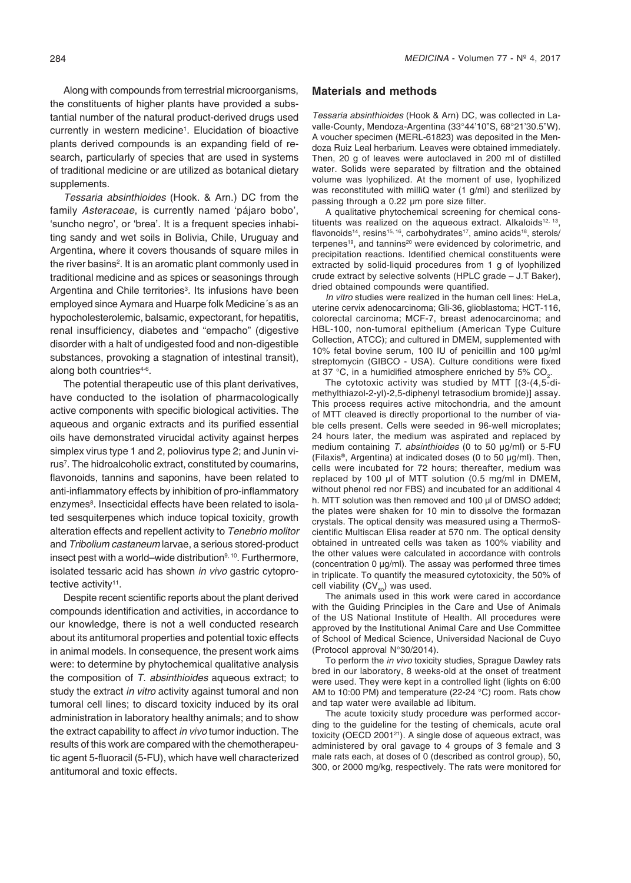Along with compounds from terrestrial microorganisms, the constituents of higher plants have provided a substantial number of the natural product-derived drugs used currently in western medicine[1]. Elucidation of bioactive plants derived compounds is an expanding field of research, particularly of species that are used in systems of traditional medicine or are utilized as botanical dietary supplements.

*Tessaria absinthioides* (Hook. & Arn.) DC from the family *Asteraceae*, is currently named 'pájaro bobo', 'suncho negro', or 'brea'. It is a frequent species inhabiting sandy and wet soils in Bolivia, Chile, Uruguay and Argentina, where it covers thousands of square miles in the river basins[2]. It is an aromatic plant commonly used in traditional medicine and as spices or seasonings through Argentina and Chile territories[3]. Its infusions have been employed since Aymara and Huarpe folk Medicine´s as an hypocholesterolemic, balsamic, expectorant, for hepatitis, renal insufficiency, diabetes and "empacho" (digestive disorder with a halt of undigested food and non-digestible substances, provoking a stagnation of intestinal transit), along both countries[4-6].

The potential therapeutic use of this plant derivatives, have conducted to the isolation of pharmacologically active components with specific biological activities. The aqueous and organic extracts and its purified essential oils have demonstrated virucidal activity against herpes simplex virus type 1 and 2, poliovirus type 2; and Junin virus[7]. The hidroalcoholic extract, constituted by coumarins, flavonoids, tannins and saponins, have been related to anti-inflammatory effects by inhibition of pro-inflammatory enzymes[8]. Insecticidal effects have been related to isolated sesquiterpenes which induce topical toxicity, growth alteration effects and repellent activity to *Tenebrio molitor* and *Tribolium castaneum* larvae, a serious stored-product insect pest with a world–wide distribution[9, 10]. Furthermore, isolated tessaric acid has shown *in vivo* gastric cytoprotective activity[11].

Despite recent scientific reports about the plant derived compounds identification and activities, in accordance to our knowledge, there is not a well conducted research about its antitumoral properties and potential toxic effects in animal models. In consequence, the present work aims were: to determine by phytochemical qualitative analysis the composition of *T. absinthioides* aqueous extract; to study the extract *in vitro* activity against tumoral and non tumoral cell lines; to discard toxicity induced by its oral administration in laboratory healthy animals; and to show the extract capability to affect *in vivo* tumor induction. The results of this work are compared with the chemotherapeutic agent 5-fluoracil (5-FU), which have well characterized antitumoral and toxic effects.

## Materials and methods

*Tessaria absinthioides* (Hook & Arn) DC, was collected in Lavalle-County, Mendoza-Argentina (33°44'10"S, 68°21'30.5"W). A voucher specimen (MERL-61823) was deposited in the Mendoza Ruiz Leal herbarium. Leaves were obtained immediately. Then, 20 g of leaves were autoclaved in 200 ml of distilled water. Solids were separated by filtration and the obtained volume was lyophilized. At the moment of use, lyophilized was reconstituted with milliQ water (1 g/ml) and sterilized by passing through a 0.22 µm pore size filter.

A qualitative phytochemical screening for chemical constituents was realized on the aqueous extract. Alkaloids[12, 13], flavonoids[14], resins[15, 16], carbohydrates[17], amino acids[18], sterols/terpenes[19], and tannins[20] were evidenced by colorimetric, and precipitation reactions. Identified chemical constituents were extracted by solid-liquid procedures from 1 g of lyophilized crude extract by selective solvents (HPLC grade – J.T Baker), dried obtained compounds were quantified.

*In vitro* studies were realized in the human cell lines: HeLa, uterine cervix adenocarcinoma; Gli-36, glioblastoma; HCT-116, colorectal carcinoma; MCF-7, breast adenocarcinoma; and HBL-100, non-tumoral epithelium (American Type Culture Collection, ATCC); and cultured in DMEM, supplemented with 10% fetal bovine serum, 100 IU of penicillin and 100 µg/ml streptomycin (GIBCO - USA). Culture conditions were fixed at 37 °C, in a humidified atmosphere enriched by 5% $CO_2$.

The cytotoxic activity was studied by MTT [(3-(4,5-dimethylthiazol-2-yl)-2,5-diphenyl tetrasodium bromide)] assay. This process requires active mitochondria, and the amount of MTT cleaved is directly proportional to the number of viable cells present. Cells were seeded in 96-well microplates; 24 hours later, the medium was aspirated and replaced by medium containing *T. absinthioides* (0 to 50 µg/ml) or 5-FU (Filaxis®, Argentina) at indicated doses (0 to 50 µg/ml). Then, cells were incubated for 72 hours; thereafter, medium was replaced by 100 µl of MTT solution (0.5 mg/ml in DMEM, without phenol red nor FBS) and incubated for an additional 4 h. MTT solution was then removed and 100 µl of DMSO added; the plates were shaken for 10 min to dissolve the formazan crystals. The optical density was measured using a ThermoScientific Multiscan Elisa reader at 570 nm. The optical density obtained in untreated cells was taken as 100% viability and the other values were calculated in accordance with controls (concentration 0 µg/ml). The assay was performed three times in triplicate. To quantify the measured cytotoxicity, the 50% of cell viability ($CV_{50}$) was used.

The animals used in this work were cared in accordance with the Guiding Principles in the Care and Use of Animals of the US National Institute of Health. All procedures were approved by the Institutional Animal Care and Use Committee of School of Medical Science, Universidad Nacional de Cuyo (Protocol approval N°30/2014).

To perform the *in vivo* toxicity studies, Sprague Dawley rats bred in our laboratory, 8 weeks-old at the onset of treatment were used. They were kept in a controlled light (lights on 6:00 AM to 10:00 PM) and temperature (22-24 °C) room. Rats chow and tap water were available ad libitum.

The acute toxicity study procedure was performed according to the guideline for the testing of chemicals, acute oral toxicity (OECD 2001[21]). A single dose of aqueous extract, was administered by oral gavage to 4 groups of 3 female and 3 male rats each, at doses of 0 (described as control group), 50, 300, or 2000 mg/kg, respectively. The rats were monitored for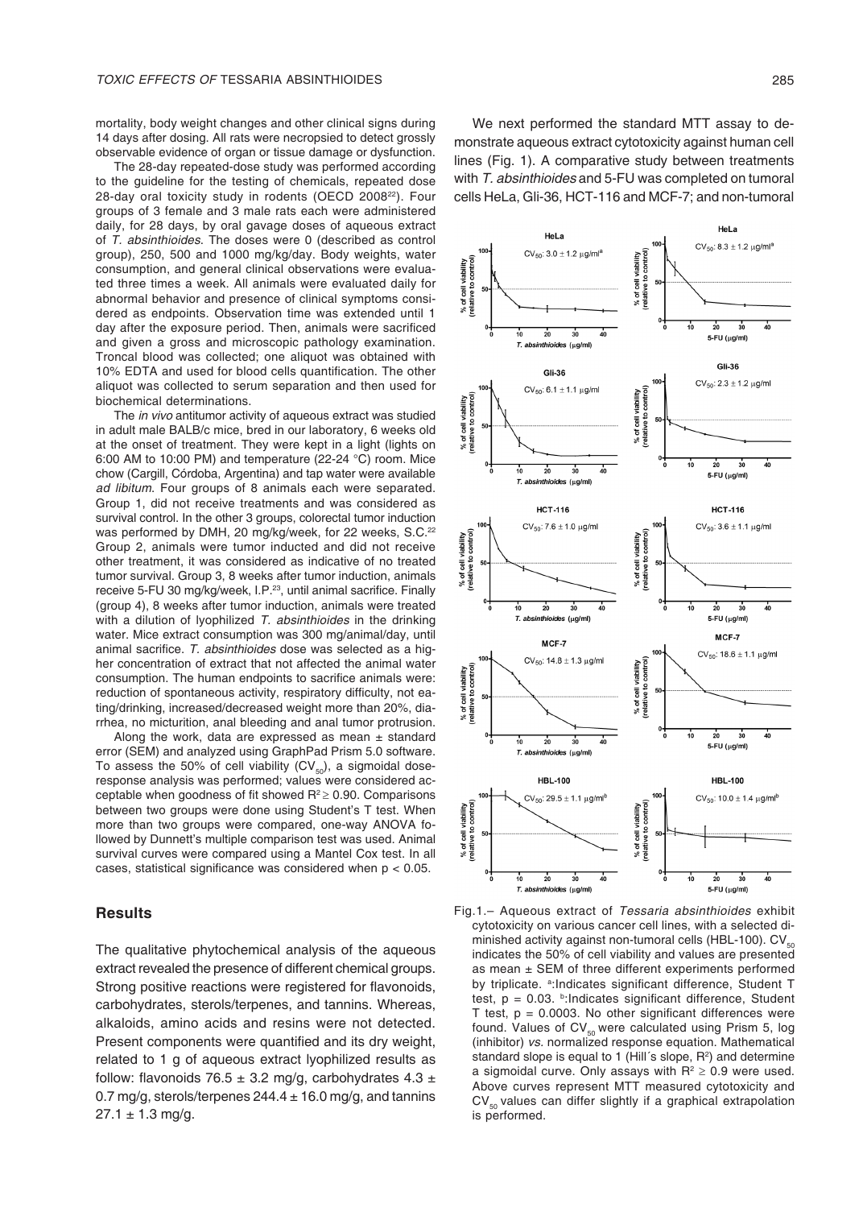mortality, body weight changes and other clinical signs during 14 days after dosing. All rats were necropsied to detect grossly observable evidence of organ or tissue damage or dysfunction.

The 28-day repeated-dose study was performed according to the guideline for the testing of chemicals, repeated dose 28-day oral toxicity study in rodents (OECD 2008[22]). Four groups of 3 female and 3 male rats each were administered daily, for 28 days, by oral gavage doses of aqueous extract of *T. absinthioides*. The doses were 0 (described as control group), 250, 500 and 1000 mg/kg/day. Body weights, water consumption, and general clinical observations were evaluated three times a week. All animals were evaluated daily for abnormal behavior and presence of clinical symptoms considered as endpoints. Observation time was extended until 1 day after the exposure period. Then, animals were sacrificed and given a gross and microscopic pathology examination. Troncal blood was collected; one aliquot was obtained with 10% EDTA and used for blood cells quantification. The other aliquot was collected to serum separation and then used for biochemical determinations.

The *in vivo* antitumor activity of aqueous extract was studied in adult male BALB/c mice, bred in our laboratory, 6 weeks old at the onset of treatment. They were kept in a light (lights on 6:00 AM to 10:00 PM) and temperature (22-24 °C) room. Mice chow (Cargill, Córdoba, Argentina) and tap water were available *ad libitum.* Four groups of 8 animals each were separated. Group 1, did not receive treatments and was considered as survival control. In the other 3 groups, colorectal tumor induction was performed by DMH, 20 mg/kg/week, for 22 weeks, S.C.[22] Group 2, animals were tumor inducted and did not receive other treatment, it was considered as indicative of no treated tumor survival. Group 3, 8 weeks after tumor induction, animals receive 5-FU 30 mg/kg/week, I.P.[23], until animal sacrifice. Finally (group 4), 8 weeks after tumor induction, animals were treated with a dilution of lyophilized *T. absinthioides* in the drinking water. Mice extract consumption was 300 mg/animal/day, until animal sacrifice. *T. absinthioides* dose was selected as a higher concentration of extract that not affected the animal water consumption. The human endpoints to sacrifice animals were: reduction of spontaneous activity, respiratory difficulty, not eating/drinking, increased/decreased weight more than 20%, diarrhea, no micturition, anal bleeding and anal tumor protrusion.

Along the work, data are expressed as mean ± standard error (SEM) and analyzed using GraphPad Prism 5.0 software. To assess the 50% of cell viability ($CV_{50}$), a sigmoidal dose-response analysis was performed; values were considered acceptable when goodness of fit showed $R^2 \geq 0.90$. Comparisons between two groups were done using Student's T test. When more than two groups were compared, one-way ANOVA followed by Dunnett's multiple comparison test was used. Animal survival curves were compared using a Mantel Cox test. In all cases, statistical significance was considered when $p < 0.05$.

## Results

The qualitative phytochemical analysis of the aqueous extract revealed the presence of different chemical groups. Strong positive reactions were registered for flavonoids, carbohydrates, sterols/terpenes, and tannins. Whereas, alkaloids, amino acids and resins were not detected. Present components were quantified and its dry weight, related to 1 g of aqueous extract lyophilized results as follow: flavonoids 76.5 ± 3.2 mg/g, carbohydrates 4.3 ± 0.7 mg/g, sterols/terpenes 244.4 ± 16.0 mg/g, and tannins 27.1 ± 1.3 mg/g.

We next performed the standard MTT assay to demonstrate aqueous extract cytotoxicity against human cell lines (Fig. 1). A comparative study between treatments with *T. absinthioides* and 5-FU was completed on tumoral cells HeLa, Gli-36, HCT-116 and MCF-7; and non-tumoral

Fig.1.– Aqueous extract of *Tessaria absinthioides* exhibit cytotoxicity on various cancer cell lines, with a selected diminished activity against non-tumoral cells (HBL-100). $CV_{50}$ indicates the 50% of cell viability and values are presented as mean ± SEM of three different experiments performed by triplicate. [a]:Indicates significant difference, Student T test, p = 0.03. [b]:Indicates significant difference, Student T test, p = 0.0003. No other significant differences were found. Values of $CV_{50}$ were calculated using Prism 5, log (inhibitor) *vs.* normalized response equation. Mathematical standard slope is equal to 1 (Hill´s slope, $R^2$) and determine a sigmoidal curve. Only assays with $R^2 \geq 0.9$ were used. Above curves represent MTT measured cytotoxicity and $CV_{50}$ values can differ slightly if a graphical extrapolation is performed.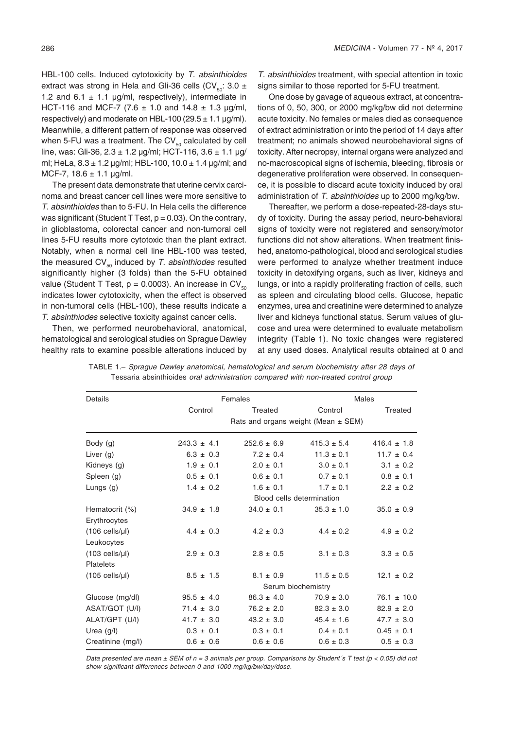HBL-100 cells. Induced cytotoxicity by *T. absinthioides* extract was strong in Hela and Gli-36 cells ($CV_{50}$: 3.0 ± 1.2 and 6.1 ± 1.1 µg/ml, respectively), intermediate in HCT-116 and MCF-7 (7.6 ± 1.0 and 14.8 ± 1.3 µg/ml, respectively) and moderate on HBL-100 (29.5 ± 1.1 µg/ml). Meanwhile, a different pattern of response was observed when 5-FU was a treatment. The $CV_{50}$ calculated by cell line, was: Gli-36, 2.3 ± 1.2 µg/ml; HCT-116, 3.6 ± 1.1 µg/ml; HeLa, 8.3 ± 1.2 µg/ml; HBL-100, 10.0 ± 1.4 µg/ml; and MCF-7, 18.6 ± 1.1 µg/ml.

The present data demonstrate that uterine cervix carcinoma and breast cancer cell lines were more sensitive to *T. absinthioides* than to 5-FU. In Hela cells the difference was significant (Student T Test, p = 0.03). On the contrary, in glioblastoma, colorectal cancer and non-tumoral cell lines 5-FU results more cytotoxic than the plant extract. Notably, when a normal cell line HBL-100 was tested, the measured $CV_{50}$ induced by *T. absinthioides* resulted significantly higher (3 folds) than the 5-FU obtained value (Student T Test, p = 0.0003). An increase in $CV_{50}$ indicates lower cytotoxicity, when the effect is observed in non-tumoral cells (HBL-100), these results indicate a *T. absinthiodes* selective toxicity against cancer cells.

Then, we performed neurobehavioral, anatomical, hematological and serological studies on Sprague Dawley healthy rats to examine possible alterations induced by *T. absinthioides* treatment, with special attention in toxic signs similar to those reported for 5-FU treatment.

One dose by gavage of aqueous extract, at concentrations of 0, 50, 300, or 2000 mg/kg/bw did not determine acute toxicity. No females or males died as consequence of extract administration or into the period of 14 days after treatment; no animals showed neurobehavioral signs of toxicity. After necropsy, internal organs were analyzed and no-macroscopical signs of ischemia, bleeding, fibrosis or degenerative proliferation were observed. In consequence, it is possible to discard acute toxicity induced by oral administration of *T. absinthioides* up to 2000 mg/kg/bw.

Thereafter, we perform a dose-repeated-28-days study of toxicity. During the assay period, neuro-behavioral signs of toxicity were not registered and sensory/motor functions did not show alterations. When treatment finished, anatomo-pathological, blood and serological studies were performed to analyze whether treatment induce toxicity in detoxifying organs, such as liver, kidneys and lungs, or into a rapidly proliferating fraction of cells, such as spleen and circulating blood cells. Glucose, hepatic enzymes, urea and creatinine were determined to analyze liver and kidneys functional status. Serum values of glucose and urea were determined to evaluate metabolism integrity (Table 1). No toxic changes were registered at any used doses. Analytical results obtained at 0 and

TABLE 1.– *Sprague Dawley anatomical, hematological and serum biochemistry after 28 days of* Tessaria absinthioides *oral administration compared with non-treated control group*

| Details | Females | | Males | |
|---|---|---|---|---|
| | Control | Treated | Control | Treated |
| | Rats and organs weight (Mean ± SEM) | | | |
| Body (g) | 243.3 ± 4.1 | 252.6 ± 6.9 | 415.3 ± 5.4 | 416.4 ± 1.8 |
| Liver (g) | 6.3 ± 0.3 | 7.2 ± 0.4 | 11.3 ± 0.1 | 11.7 ± 0.4 |
| Kidneys (g) | 1.9 ± 0.1 | 2.0 ± 0.1 | 3.0 ± 0.1 | 3.1 ± 0.2 |
| Spleen (g) | 0.5 ± 0.1 | 0.6 ± 0.1 | 0.7 ± 0.1 | 0.8 ± 0.1 |
| Lungs (g) | 1.4 ± 0.2 | 1.6 ± 0.1 | 1.7 ± 0.1 | 2.2 ± 0.2 |
| | Blood cells determination | | | |
| Hematocrit (%) | 34.9 ± 1.8 | 34.0 ± 0.1 | 35.3 ± 1.0 | 35.0 ± 0.9 |
| Erythrocytes (106 cells/µl) | 4.4 ± 0.3 | 4.2 ± 0.3 | 4.4 ± 0.2 | 4.9 ± 0.2 |
| Leukocytes (103 cells/µl) | 2.9 ± 0.3 | 2.8 ± 0.5 | 3.1 ± 0.3 | 3.3 ± 0.5 |
| Platelets (105 cells/µl) | 8.5 ± 1.5 | 8.1 ± 0.9 | 11.5 ± 0.5 | 12.1 ± 0.2 |
| | Serum biochemistry | | | |
| Glucose (mg/dl) | 95.5 ± 4.0 | 86.3 ± 4.0 | 70.9 ± 3.0 | 76.1 ± 10.0 |
| ASAT/GOT (U/l) | 71.4 ± 3.0 | 76.2 ± 2.0 | 82.3 ± 3.0 | 82.9 ± 2.0 |
| ALAT/GPT (U/l) | 41.7 ± 3.0 | 43.2 ± 3.0 | 45.4 ± 1.6 | 47.7 ± 3.0 |
| Urea (g/l) | 0.3 ± 0.1 | 0.3 ± 0.1 | 0.4 ± 0.1 | 0.45 ± 0.1 |
| Creatinine (mg/l) | 0.6 ± 0.6 | 0.6 ± 0.6 | 0.6 ± 0.3 | 0.5 ± 0.3 |

*Data presented are mean ± SEM of n = 3 animals per group. Comparisons by Student´s T test (p < 0.05) did not show significant differences between 0 and 1000 mg/kg/bw/day/dose.*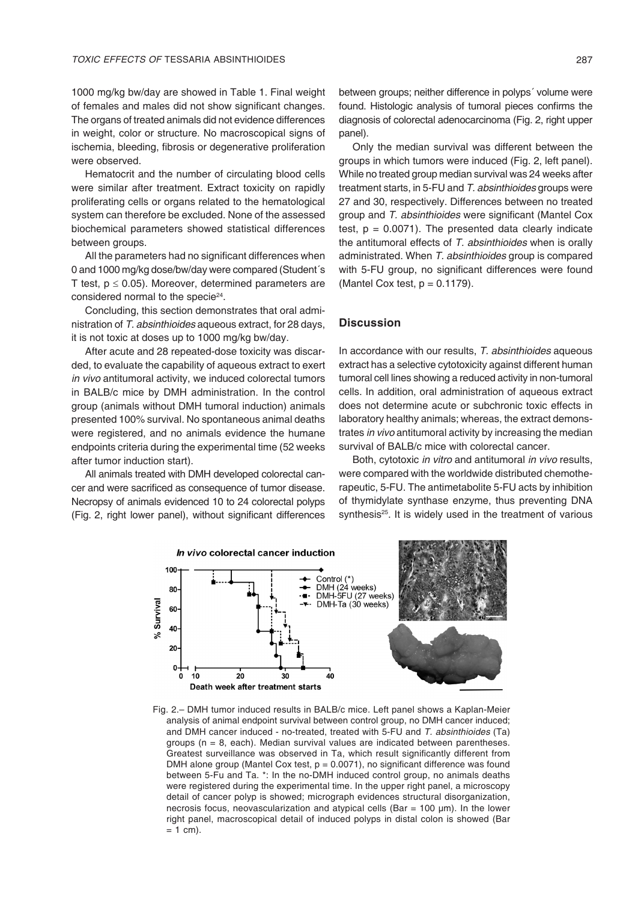1000 mg/kg bw/day are showed in Table 1. Final weight of females and males did not show significant changes. The organs of treated animals did not evidence differences in weight, color or structure. No macroscopical signs of ischemia, bleeding, fibrosis or degenerative proliferation were observed.

Hematocrit and the number of circulating blood cells were similar after treatment. Extract toxicity on rapidly proliferating cells or organs related to the hematological system can therefore be excluded. None of the assessed biochemical parameters showed statistical differences between groups.

All the parameters had no significant differences when 0 and 1000 mg/kg dose/bw/day were compared (Student´s T test, $p \leq 0.05$). Moreover, determined parameters are considered normal to the specie[24].

Concluding, this section demonstrates that oral administration of *T. absinthioides* aqueous extract, for 28 days, it is not toxic at doses up to 1000 mg/kg bw/day.

After acute and 28 repeated-dose toxicity was discarded, to evaluate the capability of aqueous extract to exert *in vivo* antitumoral activity, we induced colorectal tumors in BALB/c mice by DMH administration. In the control group (animals without DMH tumoral induction) animals presented 100% survival. No spontaneous animal deaths were registered, and no animals evidence the humane endpoints criteria during the experimental time (52 weeks after tumor induction start).

All animals treated with DMH developed colorectal cancer and were sacrificed as consequence of tumor disease. Necropsy of animals evidenced 10 to 24 colorectal polyps (Fig. 2, right lower panel), without significant differences between groups; neither difference in polyps´ volume were found. Histologic analysis of tumoral pieces confirms the diagnosis of colorectal adenocarcinoma (Fig. 2, right upper panel).

Only the median survival was different between the groups in which tumors were induced (Fig. 2, left panel). While no treated group median survival was 24 weeks after treatment starts, in 5-FU and *T. absinthioides* groups were 27 and 30, respectively. Differences between no treated group and *T. absinthioides* were significant (Mantel Cox test, $p = 0.0071$). The presented data clearly indicate the antitumoral effects of *T. absinthioides* when is orally administrated. When *T. absinthioides* group is compared with 5-FU group, no significant differences were found (Mantel Cox test, $p = 0.1179$).

## Discussion

In accordance with our results, *T. absinthioides* aqueous extract has a selective cytotoxicity against different human tumoral cell lines showing a reduced activity in non-tumoral cells. In addition, oral administration of aqueous extract does not determine acute or subchronic toxic effects in laboratory healthy animals; whereas, the extract demonstrates *in vivo* antitumoral activity by increasing the median survival of BALB/c mice with colorectal cancer.

Both, cytotoxic *in vitro* and antitumoral *in vivo* results, were compared with the worldwide distributed chemotherapeutic, 5-FU. The antimetabolite 5-FU acts by inhibition of thymidylate synthase enzyme, thus preventing DNA synthesis[25]. It is widely used in the treatment of various

Fig. 2.– DMH tumor induced results in BALB/c mice. Left panel shows a Kaplan-Meier analysis of animal endpoint survival between control group, no DMH cancer induced; and DMH cancer induced - no-treated, treated with 5-FU and *T. absinthioides* (Ta) groups (n = 8, each). Median survival values are indicated between parentheses. Greatest surveillance was observed in Ta, which result significantly different from DMH alone group (Mantel Cox test, $p = 0.0071$), no significant difference was found between 5-Fu and Ta. *: In the no-DMH induced control group, no animals deaths were registered during the experimental time. In the upper right panel, a microscopy detail of cancer polyp is showed; micrograph evidences structural disorganization, necrosis focus, neovascularization and atypical cells (Bar = 100 μm). In the lower right panel, macroscopical detail of induced polyps in distal colon is showed (Bar = 1 cm).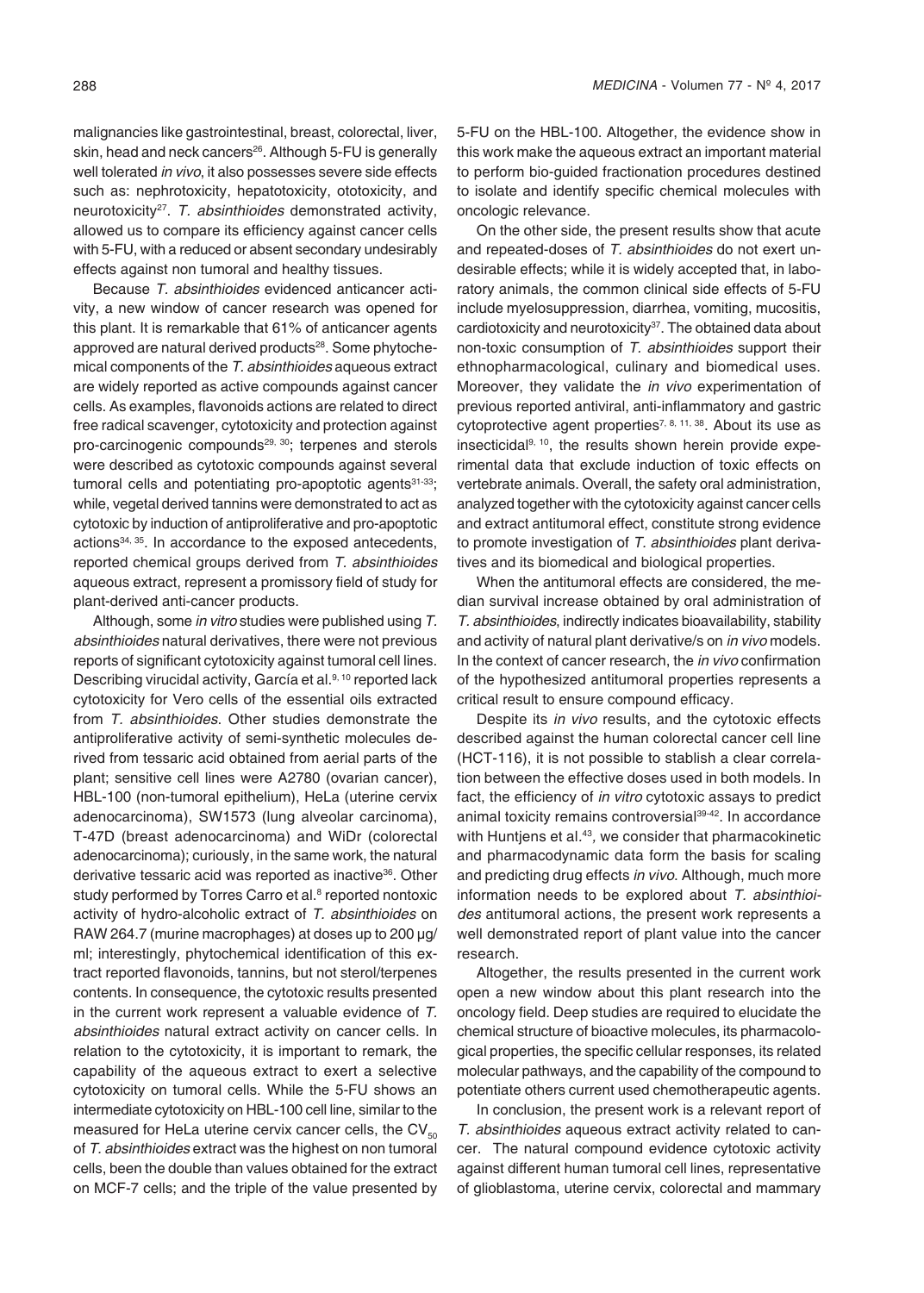malignancies like gastrointestinal, breast, colorectal, liver, skin, head and neck cancers[26]. Although 5-FU is generally well tolerated *in vivo*, it also possesses severe side effects such as: nephrotoxicity, hepatotoxicity, ototoxicity, and neurotoxicity[27]. *T. absinthioides* demonstrated activity, allowed us to compare its efficiency against cancer cells with 5-FU, with a reduced or absent secondary undesirably effects against non tumoral and healthy tissues.

Because *T. absinthioides* evidenced anticancer activity, a new window of cancer research was opened for this plant. It is remarkable that 61% of anticancer agents approved are natural derived products[28]. Some phytochemical components of the *T. absinthioides* aqueous extract are widely reported as active compounds against cancer cells. As examples, flavonoids actions are related to direct free radical scavenger, cytotoxicity and protection against pro-carcinogenic compounds[29, 30]; terpenes and sterols were described as cytotoxic compounds against several tumoral cells and potentiating pro-apoptotic agents[31-33]; while, vegetal derived tannins were demonstrated to act as cytotoxic by induction of antiproliferative and pro-apoptotic actions[34, 35]. In accordance to the exposed antecedents, reported chemical groups derived from *T. absinthioides* aqueous extract, represent a promissory field of study for plant-derived anti-cancer products.

Although, some *in vitro* studies were published using *T. absinthioides* natural derivatives, there were not previous reports of significant cytotoxicity against tumoral cell lines. Describing virucidal activity, García et al.[9, 10] reported lack cytotoxicity for Vero cells of the essential oils extracted from *T. absinthioides*. Other studies demonstrate the antiproliferative activity of semi-synthetic molecules derived from tessaric acid obtained from aerial parts of the plant; sensitive cell lines were A2780 (ovarian cancer), HBL-100 (non-tumoral epithelium), HeLa (uterine cervix adenocarcinoma), SW1573 (lung alveolar carcinoma), T-47D (breast adenocarcinoma) and WiDr (colorectal adenocarcinoma); curiously, in the same work, the natural derivative tessaric acid was reported as inactive[36]. Other study performed by Torres Carro et al.[8] reported nontoxic activity of hydro-alcoholic extract of *T. absinthioides* on RAW 264.7 (murine macrophages) at doses up to 200 μg/ml; interestingly, phytochemical identification of this extract reported flavonoids, tannins, but not sterol/terpenes contents. In consequence, the cytotoxic results presented in the current work represent a valuable evidence of *T. absinthioides* natural extract activity on cancer cells. In relation to the cytotoxicity, it is important to remark, the capability of the aqueous extract to exert a selective cytotoxicity on tumoral cells. While the 5-FU shows an intermediate cytotoxicity on HBL-100 cell line, similar to the measured for HeLa uterine cervix cancer cells, the $CV_{50}$ of *T. absinthioides* extract was the highest on non tumoral cells, been the double than values obtained for the extract on MCF-7 cells; and the triple of the value presented by 5-FU on the HBL-100. Altogether, the evidence show in this work make the aqueous extract an important material to perform bio-guided fractionation procedures destined to isolate and identify specific chemical molecules with oncologic relevance.

On the other side, the present results show that acute and repeated-doses of *T. absinthioides* do not exert undesirable effects; while it is widely accepted that, in laboratory animals, the common clinical side effects of 5-FU include myelosuppression, diarrhea, vomiting, mucositis, cardiotoxicity and neurotoxicity[37]. The obtained data about non-toxic consumption of *T. absinthioides* support their ethnopharmacological, culinary and biomedical uses. Moreover, they validate the *in vivo* experimentation of previous reported antiviral, anti-inflammatory and gastric cytoprotective agent properties[7, 8, 11, 38]. About its use as insecticidal[9, 10], the results shown herein provide experimental data that exclude induction of toxic effects on vertebrate animals. Overall, the safety oral administration, analyzed together with the cytotoxicity against cancer cells and extract antitumoral effect, constitute strong evidence to promote investigation of *T. absinthioides* plant derivatives and its biomedical and biological properties.

When the antitumoral effects are considered, the median survival increase obtained by oral administration of *T. absinthioides*, indirectly indicates bioavailability, stability and activity of natural plant derivative/s on *in vivo* models. In the context of cancer research, the *in vivo* confirmation of the hypothesized antitumoral properties represents a critical result to ensure compound efficacy.

Despite its *in vivo* results, and the cytotoxic effects described against the human colorectal cancer cell line (HCT-116), it is not possible to stablish a clear correlation between the effective doses used in both models. In fact, the efficiency of *in vitro* cytotoxic assays to predict animal toxicity remains controversial[39-42]. In accordance with Huntjens et al.[43], we consider that pharmacokinetic and pharmacodynamic data form the basis for scaling and predicting drug effects *in vivo*. Although, much more information needs to be explored about *T. absinthioides* antitumoral actions, the present work represents a well demonstrated report of plant value into the cancer research.

Altogether, the results presented in the current work open a new window about this plant research into the oncology field. Deep studies are required to elucidate the chemical structure of bioactive molecules, its pharmacological properties, the specific cellular responses, its related molecular pathways, and the capability of the compound to potentiate others current used chemotherapeutic agents.

In conclusion, the present work is a relevant report of *T. absinthioides* aqueous extract activity related to cancer. The natural compound evidence cytotoxic activity against different human tumoral cell lines, representative of glioblastoma, uterine cervix, colorectal and mammary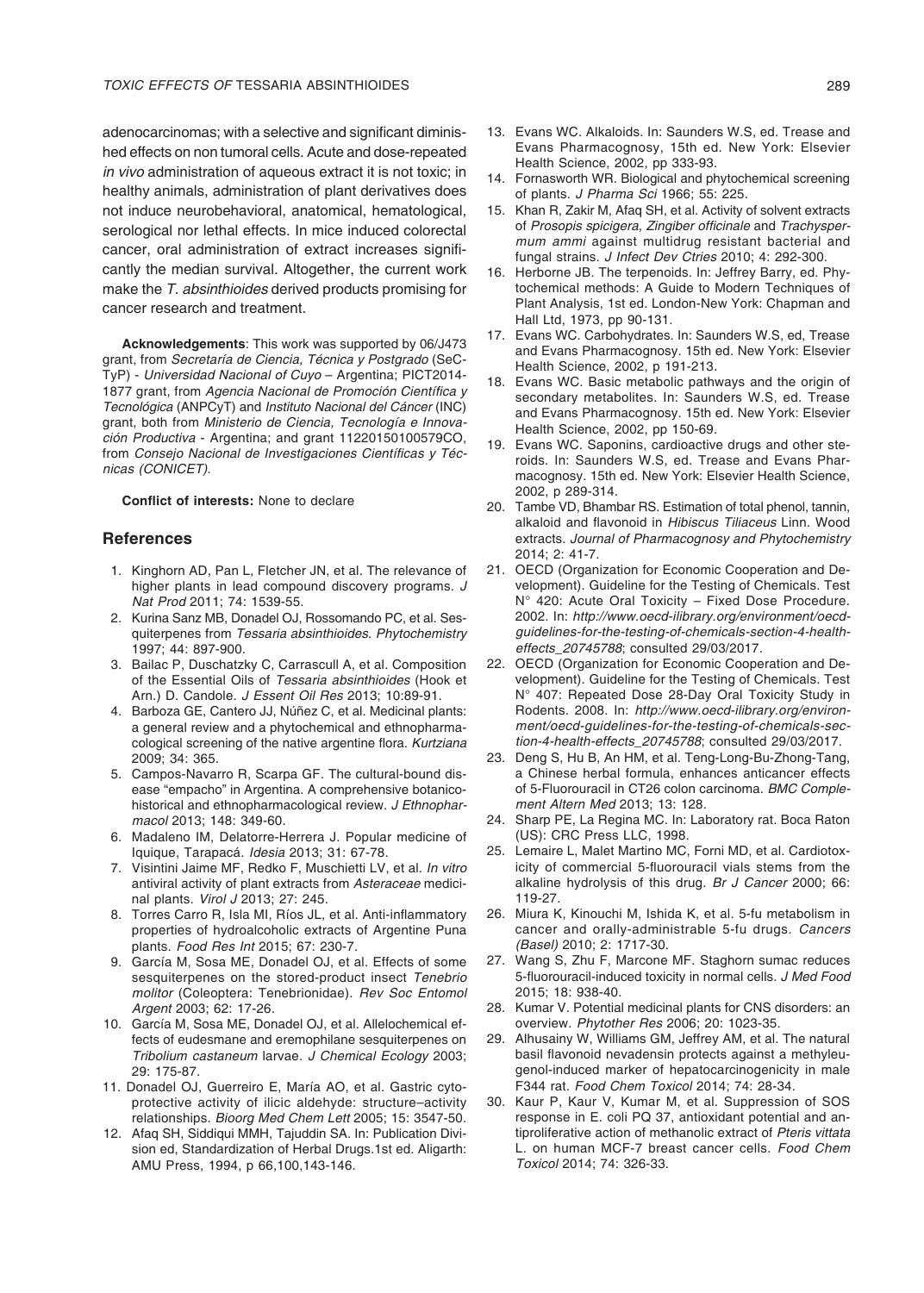adenocarcinomas; with a selective and significant diminished effects on non tumoral cells. Acute and dose-repeated *in vivo* administration of aqueous extract it is not toxic; in healthy animals, administration of plant derivatives does not induce neurobehavioral, anatomical, hematological, serological nor lethal effects. In mice induced colorectal cancer, oral administration of extract increases significantly the median survival. Altogether, the current work make the *T. absinthioides* derived products promising for cancer research and treatment.

**Acknowledgements**: This work was supported by 06/J473 grant, from *Secretaría de Ciencia, Técnica y Postgrado* (SeCTyP) - *Universidad Nacional of Cuyo* – Argentina; PICT2014-1877 grant, from *Agencia Nacional de Promoción Científica y Tecnológica* (ANPCyT) and *Instituto Nacional del Cáncer* (INC) grant, both from *Ministerio de Ciencia, Tecnología e Innovación Productiva* - Argentina; and grant 11220150100579CO, from *Consejo Nacional de Investigaciones Científicas y Técnicas (CONICET)*.

**Conflict of interests:** None to declare

## References

1. Kinghorn AD, Pan L, Fletcher JN, et al. The relevance of higher plants in lead compound discovery programs. *J Nat Prod* 2011; 74: 1539-55.
2. Kurina Sanz MB, Donadel OJ, Rossomando PC, et al. Sesquiterpenes from *Tessaria absinthioides*. *Phytochemistry* 1997; 44: 897-900.
3. Bailac P, Duschatzky C, Carrascull A, et al. Composition of the Essential Oils of *Tessaria absinthioides* (Hook et Arn.) D. Candole. *J Essent Oil Res* 2013; 10:89-91.
4. Barboza GE, Cantero JJ, Núñez C, et al. Medicinal plants: a general review and a phytochemical and ethnopharmacological screening of the native argentine flora. *Kurtziana* 2009; 34: 365.
5. Campos-Navarro R, Scarpa GF. The cultural-bound disease "empacho" in Argentina. A comprehensive botanico-historical and ethnopharmacological review. *J Ethnopharmacol* 2013; 148: 349-60.
6. Madaleno IM, Delatorre-Herrera J. Popular medicine of Iquique, Tarapacá. *Idesia* 2013; 31: 67-78.
7. Visintini Jaime MF, Redko F, Muschietti LV, et al. *In vitro* antiviral activity of plant extracts from *Asteraceae* medicinal plants. *Virol J* 2013; 27: 245.
8. Torres Carro R, Isla MI, Ríos JL, et al. Anti-inflammatory properties of hydroalcoholic extracts of Argentine Puna plants. *Food Res Int* 2015; 67: 230-7.
9. García M, Sosa ME, Donadel OJ, et al. Effects of some sesquiterpenes on the stored-product insect *Tenebrio molitor* (Coleoptera: Tenebrionidae). *Rev Soc Entomol Argent* 2003; 62: 17-26.
10. García M, Sosa ME, Donadel OJ, et al. Allelochemical effects of eudesmane and eremophilane sesquiterpenes on *Tribolium castaneum* larvae. *J Chemical Ecology* 2003; 29: 175-87.
11. Donadel OJ, Guerreiro E, María AO, et al. Gastric cytoprotective activity of ilicic aldehyde: structure–activity relationships. *Bioorg Med Chem Lett* 2005; 15: 3547-50.
12. Afaq SH, Siddiqui MMH, Tajuddin SA. In: Publication Division ed, Standardization of Herbal Drugs.1st ed. Aligarth: AMU Press, 1994, p 66,100,143-146.
13. Evans WC. Alkaloids. In: Saunders W.S, ed. Trease and Evans Pharmacognosy, 15th ed. New York: Elsevier Health Science, 2002, pp 333-93.
14. Fornasworth WR. Biological and phytochemical screening of plants. *J Pharma Sci* 1966; 55: 225.
15. Khan R, Zakir M, Afaq SH, et al. Activity of solvent extracts of *Prosopis spicigera, Zingiber officinale* and *Trachyspermum ammi* against multidrug resistant bacterial and fungal strains. *J Infect Dev Ctries* 2010; 4: 292-300.
16. Herborne JB. The terpenoids. In: Jeffrey Barry, ed. Phytochemical methods: A Guide to Modern Techniques of Plant Analysis, 1st ed. London-New York: Chapman and Hall Ltd, 1973, pp 90-131.
17. Evans WC. Carbohydrates. In: Saunders W.S, ed, Trease and Evans Pharmacognosy. 15th ed. New York: Elsevier Health Science, 2002, p 191-213.
18. Evans WC. Basic metabolic pathways and the origin of secondary metabolites. In: Saunders W.S, ed. Trease and Evans Pharmacognosy. 15th ed. New York: Elsevier Health Science, 2002, pp 150-69.
19. Evans WC. Saponins, cardioactive drugs and other steroids. In: Saunders W.S, ed. Trease and Evans Pharmacognosy. 15th ed. New York: Elsevier Health Science, 2002, p 289-314.
20. Tambe VD, Bhambar RS. Estimation of total phenol, tannin, alkaloid and flavonoid in *Hibiscus Tiliaceus* Linn. Wood extracts. *Journal of Pharmacognosy and Phytochemistry* 2014; 2: 41-7.
21. OECD (Organization for Economic Cooperation and Development). Guideline for the Testing of Chemicals. Test N° 420: Acute Oral Toxicity – Fixed Dose Procedure. 2002. In: *http://www.oecd-ilibrary.org/environment/oecd-guidelines-for-the-testing-of-chemicals-section-4-health-effects_20745788*; consulted 29/03/2017.
22. OECD (Organization for Economic Cooperation and Development). Guideline for the Testing of Chemicals. Test N° 407: Repeated Dose 28-Day Oral Toxicity Study in Rodents. 2008. In: *http://www.oecd-ilibrary.org/environment/oecd-guidelines-for-the-testing-of-chemicals-section-4-health-effects_20745788*; consulted 29/03/2017.
23. Deng S, Hu B, An HM, et al. Teng-Long-Bu-Zhong-Tang, a Chinese herbal formula, enhances anticancer effects of 5-Fluorouracil in CT26 colon carcinoma. *BMC Complement Altern Med* 2013; 13: 128.
24. Sharp PE, La Regina MC. In: Laboratory rat. Boca Raton (US): CRC Press LLC, 1998.
25. Lemaire L, Malet Martino MC, Forni MD, et al. Cardiotoxicity of commercial 5-fluorouracil vials stems from the alkaline hydrolysis of this drug. *Br J Cancer* 2000; 66: 119-27.
26. Miura K, Kinouchi M, Ishida K, et al. 5-fu metabolism in cancer and orally-administrable 5-fu drugs. *Cancers (Basel)* 2010; 2: 1717-30.
27. Wang S, Zhu F, Marcone MF. Staghorn sumac reduces 5-fluorouracil-induced toxicity in normal cells. *J Med Food* 2015; 18: 938-40.
28. Kumar V. Potential medicinal plants for CNS disorders: an overview. *Phytother Res* 2006; 20: 1023-35.
29. Alhusainy W, Williams GM, Jeffrey AM, et al. The natural basil flavonoid nevadensin protects against a methyleugenol-induced marker of hepatocarcinogenicity in male F344 rat. *Food Chem Toxicol* 2014; 74: 28-34.
30. Kaur P, Kaur V, Kumar M, et al. Suppression of SOS response in E. coli PQ 37, antioxidant potential and antiproliferative action of methanolic extract of *Pteris vittata* L. on human MCF-7 breast cancer cells. *Food Chem Toxicol* 2014; 74: 326-33.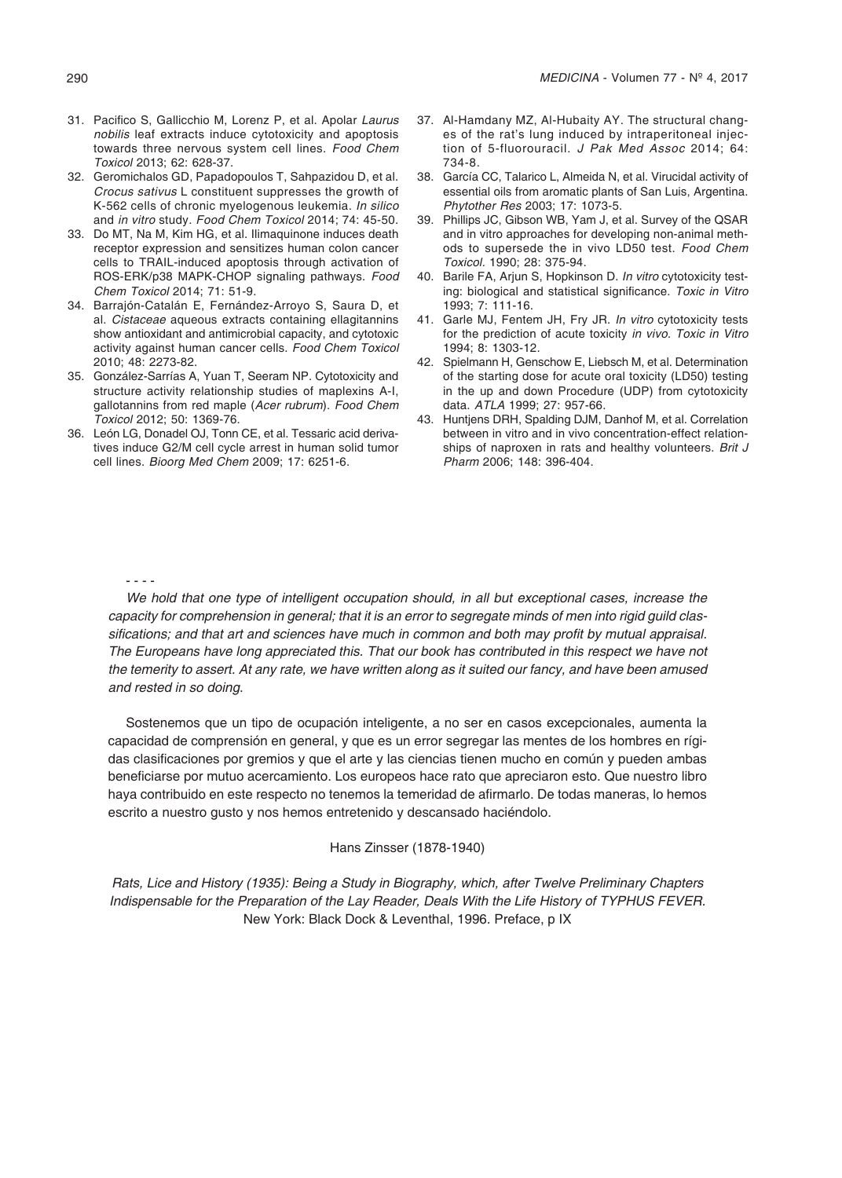31. Pacifico S, Gallicchio M, Lorenz P, et al. Apolar *Laurus nobilis* leaf extracts induce cytotoxicity and apoptosis towards three nervous system cell lines. *Food Chem Toxicol* 2013; 62: 628-37.
32. Geromichalos GD, Papadopoulos T, Sahpazidou D, et al. *Crocus sativus* L constituent suppresses the growth of K-562 cells of chronic myelogenous leukemia. *In silico* and *in vitro* study. *Food Chem Toxicol* 2014; 74: 45-50.
33. Do MT, Na M, Kim HG, et al. Ilimaquinone induces death receptor expression and sensitizes human colon cancer cells to TRAIL-induced apoptosis through activation of ROS-ERK/p38 MAPK-CHOP signaling pathways. *Food Chem Toxicol* 2014; 71: 51-9.
34. Barrajón-Catalán E, Fernández-Arroyo S, Saura D, et al. *Cistaceae* aqueous extracts containing ellagitannins show antioxidant and antimicrobial capacity, and cytotoxic activity against human cancer cells. *Food Chem Toxicol* 2010; 48: 2273-82.
35. González-Sarrías A, Yuan T, Seeram NP. Cytotoxicity and structure activity relationship studies of maplexins A-I, gallotannins from red maple (*Acer rubrum*). *Food Chem Toxicol* 2012; 50: 1369-76.
36. León LG, Donadel OJ, Tonn CE, et al. Tessaric acid derivatives induce G2/M cell cycle arrest in human solid tumor cell lines. *Bioorg Med Chem* 2009; 17: 6251-6.
37. Al-Hamdany MZ, Al-Hubaity AY. The structural changes of the rat's lung induced by intraperitoneal injection of 5-fluorouracil. *J Pak Med Assoc* 2014; 64: 734-8.
38. García CC, Talarico L, Almeida N, et al. Virucidal activity of essential oils from aromatic plants of San Luis, Argentina. *Phytother Res* 2003; 17: 1073-5.
39. Phillips JC, Gibson WB, Yam J, et al. Survey of the QSAR and in vitro approaches for developing non-animal methods to supersede the in vivo LD50 test. *Food Chem Toxicol.* 1990; 28: 375-94.
40. Barile FA, Arjun S, Hopkinson D. *In vitro* cytotoxicity testing: biological and statistical significance. *Toxic in Vitro* 1993; 7: 111-16.
41. Garle MJ, Fentem JH, Fry JR. *In vitro* cytotoxicity tests for the prediction of acute toxicity *in vivo*. *Toxic in Vitro* 1994; 8: 1303-12.
42. Spielmann H, Genschow E, Liebsch M, et al. Determination of the starting dose for acute oral toxicity (LD50) testing in the up and down Procedure (UDP) from cytotoxicity data. *ATLA* 1999; 27: 957-66.
43. Huntjens DRH, Spalding DJM, Danhof M, et al. Correlation between in vitro and in vivo concentration-effect relationships of naproxen in rats and healthy volunteers. *Brit J Pharm* 2006; 148: 396-404.

\- - - -

*We hold that one type of intelligent occupation should, in all but exceptional cases, increase the capacity for comprehension in general; that it is an error to segregate minds of men into rigid guild classifications; and that art and sciences have much in common and both may profit by mutual appraisal. The Europeans have long appreciated this. That our book has contributed in this respect we have not the temerity to assert. At any rate, we have written along as it suited our fancy, and have been amused and rested in so doing.*

Sostenemos que un tipo de ocupación inteligente, a no ser en casos excepcionales, aumenta la capacidad de comprensión en general, y que es un error segregar las mentes de los hombres en rígidas clasificaciones por gremios y que el arte y las ciencias tienen mucho en común y pueden ambas beneficiarse por mutuo acercamiento. Los europeos hace rato que apreciaron esto. Que nuestro libro haya contribuido en este respecto no tenemos la temeridad de afirmarlo. De todas maneras, lo hemos escrito a nuestro gusto y nos hemos entretenido y descansado haciéndolo.

Hans Zinsser (1878-1940)

*Rats, Lice and History (1935): Being a Study in Biography, which, after Twelve Preliminary Chapters Indispensable for the Preparation of the Lay Reader, Deals With the Life History of TYPHUS FEVER.* New York: Black Dock & Leventhal, 1996. Preface, p IX